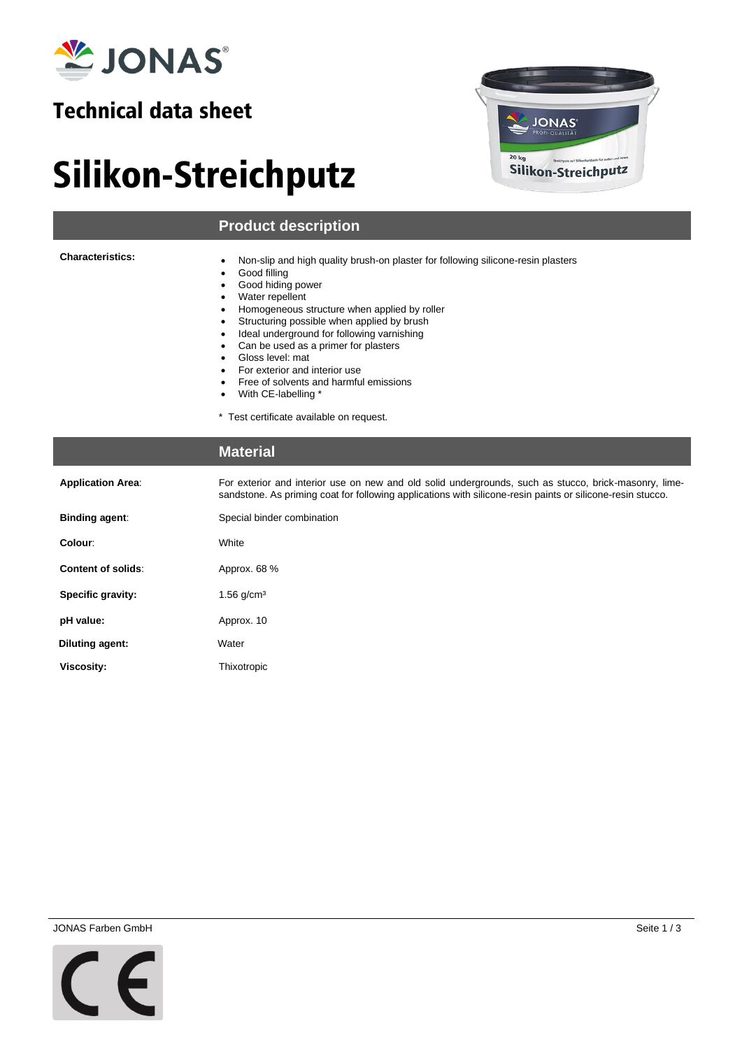# JONAS

## Technical data sheet

# Silikon-Streichputz

## Product description

**Characteristics:**

- Non-slip and high quality brush-on plaster for following silicone-resin plasters
- Good filling
- Good hiding power
- Water repellent
- Homogeneous structure when applied by roller
- Structuring possible when applied by brush
- Ideal underground for following varnishing
- Can be used as a primer for plasters
- Gloss level: mat
- For exterior and interior use
- Free of solvents and harmful emissions
- With CE-labelling *

* Test certificate available on request.

## Material

**Application Area**: For exterior and interior use on new and old solid undergrounds, such as stucco, brick-masonry, lime-sandstone. As priming coat for following applications with silicone-resin paints or silicone-resin stucco.

**Binding agent**: Special binder combination

**Colour**: White

**Content of solids**: Approx. 68 %

**Specific gravity:** 1.56 g/cm³

**pH value:** Approx. 10

**Diluting agent:** Water

**Viscosity:** Thixotropic

JONAS Farben GmbH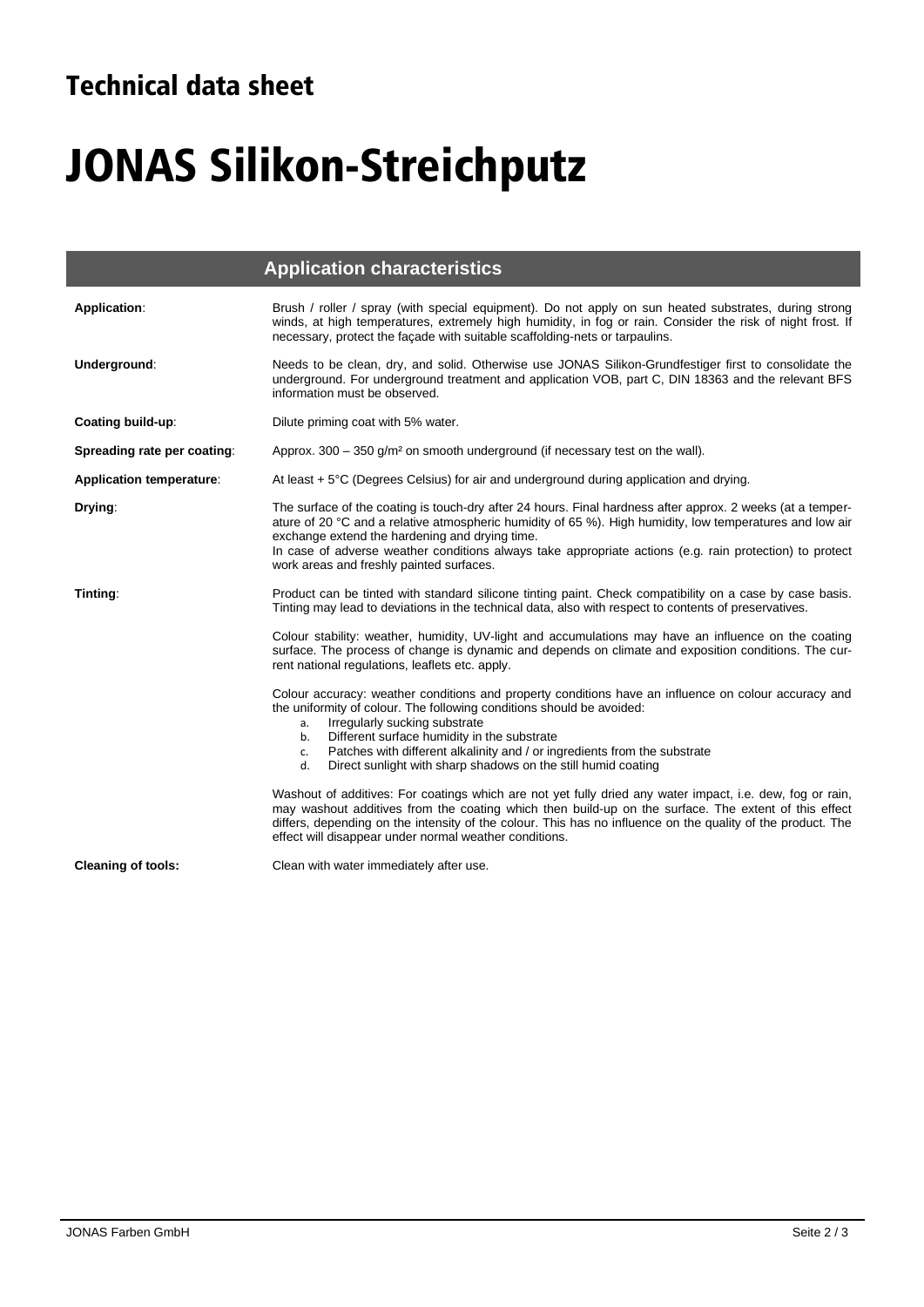# Technical data sheet

# JONAS Silikon-Streichputz

## Application characteristics

**Application**: Brush / roller / spray (with special equipment). Do not apply on sun heated substrates, during strong winds, at high temperatures, extremely high humidity, in fog or rain. Consider the risk of night frost. If necessary, protect the façade with suitable scaffolding-nets or tarpaulins.

**Underground**: Needs to be clean, dry, and solid. Otherwise use JONAS Silikon-Grundfestiger first to consolidate the underground. For underground treatment and application VOB, part C, DIN 18363 and the relevant BFS information must be observed.

**Coating build-up**: Dilute priming coat with 5% water.

**Spreading rate per coating**: Approx. 300 – 350 g/m² on smooth underground (if necessary test on the wall).

**Application temperature**: At least + 5°C (Degrees Celsius) for air and underground during application and drying.

**Drying**: The surface of the coating is touch-dry after 24 hours. Final hardness after approx. 2 weeks (at a temperature of 20 °C and a relative atmospheric humidity of 65 %). High humidity, low temperatures and low air exchange extend the hardening and drying time.
In case of adverse weather conditions always take appropriate actions (e.g. rain protection) to protect work areas and freshly painted surfaces.

**Tinting**: Product can be tinted with standard silicone tinting paint. Check compatibility on a case by case basis. Tinting may lead to deviations in the technical data, also with respect to contents of preservatives.

Colour stability: weather, humidity, UV-light and accumulations may have an influence on the coating surface. The process of change is dynamic and depends on climate and exposition conditions. The current national regulations, leaflets etc. apply.

Colour accuracy: weather conditions and property conditions have an influence on colour accuracy and the uniformity of colour. The following conditions should be avoided:

a. Irregularly sucking substrate
b. Different surface humidity in the substrate
c. Patches with different alkalinity and / or ingredients from the substrate
d. Direct sunlight with sharp shadows on the still humid coating

Washout of additives: For coatings which are not yet fully dried any water impact, i.e. dew, fog or rain, may washout additives from the coating which then build-up on the surface. The extent of this effect differs, depending on the intensity of the colour. This has no influence on the quality of the product. The effect will disappear under normal weather conditions.

**Cleaning of tools:** Clean with water immediately after use.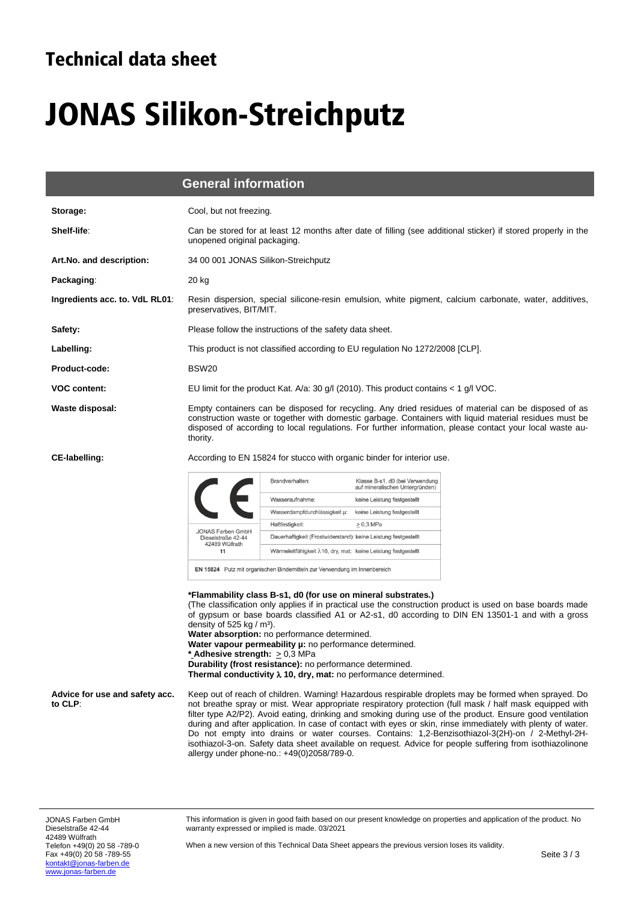## Technical data sheet

# JONAS Silikon-Streichputz

## General information

**Storage:** Cool, but not freezing.

**Shelf-life:** Can be stored for at least 12 months after date of filling (see additional sticker) if stored properly in the unopened original packaging.

**Art.No. and description:** 34 00 001 JONAS Silikon-Streichputz

**Packaging:** 20 kg

**Ingredients acc. to. VdL RL01:** Resin dispersion, special silicone-resin emulsion, white pigment, calcium carbonate, water, additives, preservatives, BIT/MIT.

**Safety:** Please follow the instructions of the safety data sheet.

**Labelling:** This product is not classified according to EU regulation No 1272/2008 [CLP].

**Product-code:** BSW20

**VOC content:** EU limit for the product Kat. A/a: 30 g/l (2010). This product contains < 1 g/l VOC.

**Waste disposal:** Empty containers can be disposed for recycling. Any dried residues of material can be disposed of as construction waste or together with domestic garbage. Containers with liquid material residues must be disposed of according to local regulations. For further information, please contact your local waste authority.

**CE-labelling:** According to EN 15824 for stucco with organic binder for interior use.

| | | |
|---|---|---|
| CE | Brandverhalten: | Klasse B-s1, d0 (bei Verwendung auf mineralischen Untergründen) |
| | Wasseraufnahme: | keine Leistung festgestellt |
| | Wasserdampfdurchlässigkeit µ: | keine Leistung festgestellt |
| JONAS Farben GmbH<br>Dieselstraße 42-44<br>42489 Wülfrath<br>11 | Haftfestigkeit: | ≥ 0,3 MPa |
| | Dauerhaftigkeit (Frostwiderstand): | keine Leistung festgestellt |
| | Wärmeleitfähigkeit λ10, dry, mat: | keine Leistung festgestellt |
| EN 15824 Putz mit organischen Bindemitteln zur Verwendung im Innenbereich | | |

**\*Flammability class B-s1, d0 (for use on mineral substrates.)**
(The classification only applies if in practical use the construction product is used on base boards made of gypsum or base boards classified A1 or A2-s1, d0 according to DIN EN 13501-1 and with a gross density of 525 kg / m³).
**Water absorption:** no performance determined.
**Water vapour permeability µ:** no performance determined.
**\* Adhesive strength:** ≥ 0,3 MPa
**Durability (frost resistance):** no performance determined.
**Thermal conductivity λ 10, dry, mat:** no performance determined.

**Advice for use and safety acc. to CLP:** Keep out of reach of children. Warning! Hazardous respirable droplets may be formed when sprayed. Do not breathe spray or mist. Wear appropriate respiratory protection (full mask / half mask equipped with filter type A2/P2). Avoid eating, drinking and smoking during use of the product. Ensure good ventilation during and after application. In case of contact with eyes or skin, rinse immediately with plenty of water. Do not empty into drains or water courses. Contains: 1,2-Benzisothiazol-3(2H)-on / 2-Methyl-2H-isothiazol-3-on. Safety data sheet available on request. Advice for people suffering from isothiazolinone allergy under phone-no.: +49(0)2058/789-0.

---

JONAS Farben GmbH
Dieselstraße 42-44
42489 Wülfrath
Telefon +49(0) 20 58 -789-0
Fax +49(0) 20 58 -789-55
kontakt@jonas-farben.de
www.jonas-farben.de

This information is given in good faith based on our present knowledge on properties and application of the product. No warranty expressed or implied is made. 03/2021

When a new version of this Technical Data Sheet appears the previous version loses its validity.